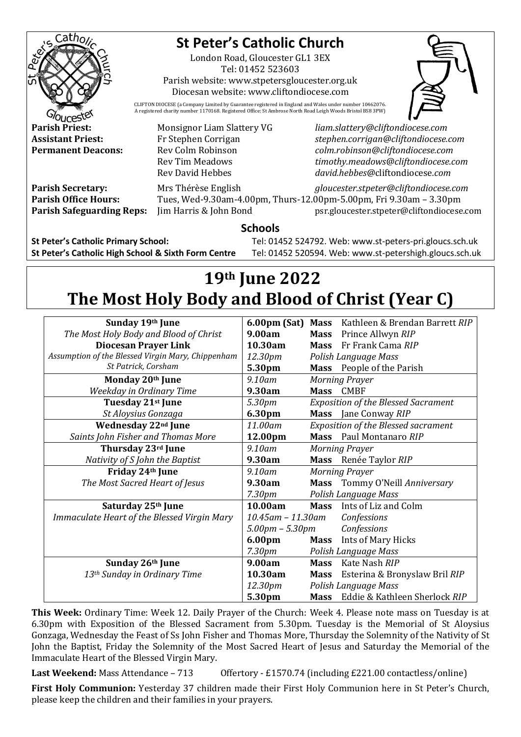# St Peter's Catholic Church

London Road, Gloucester GL1 3EX
Tel: 01452 523603
Parish website: www.stpetersgloucester.org.uk
Diocesan website: www.cliftondiocese.com

CLIFTON DIOCESE (a Company Limited by Guarantee registered in England and Wales under number 10462076. A registered charity number 1170168. Registered Office: St Ambrose North Road Leigh Woods Bristol BS8 3PW)

| | | |
|---|---|---|
| **Parish Priest:** | Monsignor Liam Slattery VG | *liam.slattery@cliftondiocese.com* |
| **Assistant Priest:** | Fr Stephen Corrigan | *stephen.corrigan@cliftondiocese.com* |
| **Permanent Deacons:** | Rev Colm Robinson | *colm.robinson@cliftondiocese.com* |
| | Rev Tim Meadows | *timothy.meadows@cliftondiocese.com* |
| | Rev David Hebbes | *david.hebbes@cliftondiocese.com* |
| **Parish Secretary:** | Mrs Thérèse English | *gloucester.stpeter@cliftondiocese.com* |
| **Parish Office Hours:** | Tues, Wed-9.30am-4.00pm, Thurs-12.00pm-5.00pm, Fri 9.30am – 3.30pm | |
| **Parish Safeguarding Reps:** | Jim Harris & John Bond | psr.gloucester.stpeter@cliftondiocese.com |

## Schools

**St Peter's Catholic Primary School:** Tel: 01452 524792. Web: www.st-peters-pri.gloucs.sch.uk
**St Peter's Catholic High School & Sixth Form Centre** Tel: 01452 520594. Web: www.st-petershigh.gloucs.sch.uk

# 19th June 2022
# The Most Holy Body and Blood of Christ (Year C)

| Day | Time | Service |
|---|---|---|
| **Sunday 19th June**<br>*The Most Holy Body and Blood of Christ*<br>**Diocesan Prayer Link**<br>*Assumption of the Blessed Virgin Mary, Chippenham*<br>*St Patrick, Corsham* | **6.00pm (Sat)** | **Mass** Kathleen & Brendan Barrett *RIP* |
| | **9.00am** | **Mass** Prince Allwyn *RIP* |
| | **10.30am** | **Mass** Fr Frank Cama *RIP* |
| | *12.30pm* | *Polish Language Mass* |
| | **5.30pm** | **Mass** People of the Parish |
| **Monday 20th June**<br>*Weekday in Ordinary Time* | *9.10am* | *Morning Prayer* |
| | **9.30am** | **Mass** CMBF |
| **Tuesday 21st June**<br>*St Aloysius Gonzaga* | *5.30pm* | *Exposition of the Blessed Sacrament* |
| | **6.30pm** | **Mass** Jane Conway *RIP* |
| **Wednesday 22nd June**<br>*Saints John Fisher and Thomas More* | *11.00am* | *Exposition of the Blessed sacrament* |
| | **12.00pm** | **Mass** Paul Montanaro *RIP* |
| **Thursday 23rd June**<br>*Nativity of S John the Baptist* | *9.10am* | *Morning Prayer* |
| | **9.30am** | **Mass** Renée Taylor *RIP* |
| **Friday 24th June**<br>*The Most Sacred Heart of Jesus* | *9.10am* | *Morning Prayer* |
| | **9.30am** | **Mass** Tommy O'Neill *Anniversary* |
| | *7.30pm* | *Polish Language Mass* |
| **Saturday 25th June**<br>*Immaculate Heart of the Blessed Virgin Mary* | **10.00am** | **Mass** Ints of Liz and Colm |
| | *10.45am – 11.30am* | *Confessions* |
| | *5.00pm – 5.30pm* | *Confessions* |
| | **6.00pm** | **Mass** Ints of Mary Hicks |
| | *7.30pm* | *Polish Language Mass* |
| **Sunday 26th June**<br>*13th Sunday in Ordinary Time* | **9.00am** | **Mass** Kate Nash *RIP* |
| | **10.30am** | **Mass** Esterina & Bronyslaw Bril *RIP* |
| | *12.30pm* | *Polish Language Mass* |
| | **5.30pm** | **Mass** Eddie & Kathleen Sherlock *RIP* |

**This Week:** Ordinary Time: Week 12. Daily Prayer of the Church: Week 4. Please note mass on Tuesday is at 6.30pm with Exposition of the Blessed Sacrament from 5.30pm. Tuesday is the Memorial of St Aloysius Gonzaga, Wednesday the Feast of Ss John Fisher and Thomas More, Thursday the Solemnity of the Nativity of St John the Baptist, Friday the Solemnity of the Most Sacred Heart of Jesus and Saturday the Memorial of the Immaculate Heart of the Blessed Virgin Mary.

**Last Weekend:** Mass Attendance – 713 Offertory - £1570.74 (including £221.00 contactless/online)

**First Holy Communion:** Yesterday 37 children made their First Holy Communion here in St Peter's Church, please keep the children and their families in your prayers.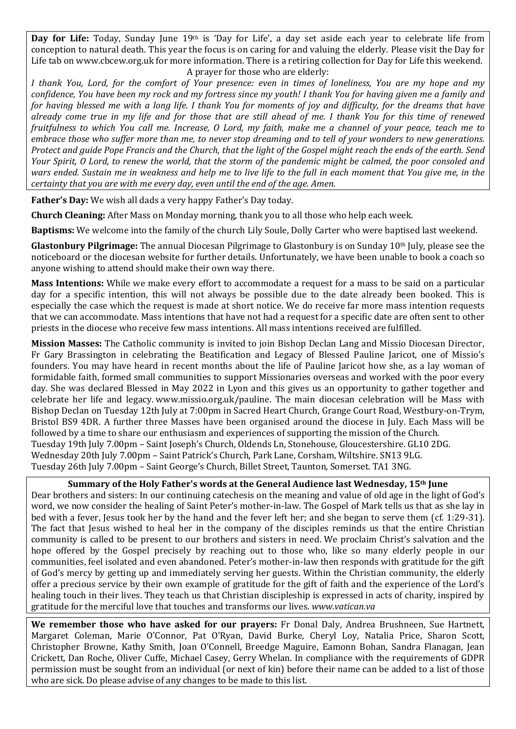**Day for Life:** Today, Sunday June 19th is 'Day for Life', a day set aside each year to celebrate life from conception to natural death. This year the focus is on caring for and valuing the elderly. Please visit the Day for Life tab on www.cbcew.org.uk for more information. There is a retiring collection for Day for Life this weekend.

A prayer for those who are elderly:

*I thank You, Lord, for the comfort of Your presence: even in times of loneliness, You are my hope and my confidence, You have been my rock and my fortress since my youth! I thank You for having given me a family and for having blessed me with a long life. I thank You for moments of joy and difficulty, for the dreams that have already come true in my life and for those that are still ahead of me. I thank You for this time of renewed fruitfulness to which You call me. Increase, O Lord, my faith, make me a channel of your peace, teach me to embrace those who suffer more than me, to never stop dreaming and to tell of your wonders to new generations. Protect and guide Pope Francis and the Church, that the light of the Gospel might reach the ends of the earth. Send Your Spirit, O Lord, to renew the world, that the storm of the pandemic might be calmed, the poor consoled and wars ended. Sustain me in weakness and help me to live life to the full in each moment that You give me, in the certainty that you are with me every day, even until the end of the age. Amen.*

**Father's Day:** We wish all dads a very happy Father's Day today.

**Church Cleaning:** After Mass on Monday morning, thank you to all those who help each week.

**Baptisms:** We welcome into the family of the church Lily Soule, Dolly Carter who were baptised last weekend.

**Glastonbury Pilgrimage:** The annual Diocesan Pilgrimage to Glastonbury is on Sunday 10th July, please see the noticeboard or the diocesan website for further details. Unfortunately, we have been unable to book a coach so anyone wishing to attend should make their own way there.

**Mass Intentions:** While we make every effort to accommodate a request for a mass to be said on a particular day for a specific intention, this will not always be possible due to the date already been booked. This is especially the case which the request is made at short notice. We do receive far more mass intention requests that we can accommodate. Mass intentions that have not had a request for a specific date are often sent to other priests in the diocese who receive few mass intentions. All mass intentions received are fulfilled.

**Mission Masses:** The Catholic community is invited to join Bishop Declan Lang and Missio Diocesan Director, Fr Gary Brassington in celebrating the Beatification and Legacy of Blessed Pauline Jaricot, one of Missio's founders. You may have heard in recent months about the life of Pauline Jaricot how she, as a lay woman of formidable faith, formed small communities to support Missionaries overseas and worked with the poor every day. She was declared Blessed in May 2022 in Lyon and this gives us an opportunity to gather together and celebrate her life and legacy. www.missio.org.uk/pauline. The main diocesan celebration will be Mass with Bishop Declan on Tuesday 12th July at 7:00pm in Sacred Heart Church, Grange Court Road, Westbury-on-Trym, Bristol BS9 4DR. A further three Masses have been organised around the diocese in July. Each Mass will be followed by a time to share our enthusiasm and experiences of supporting the mission of the Church.

Tuesday 19th July 7.00pm – Saint Joseph's Church, Oldends Ln, Stonehouse, Gloucestershire. GL10 2DG.
Wednesday 20th July 7.00pm – Saint Patrick's Church, Park Lane, Corsham, Wiltshire. SN13 9LG.
Tuesday 26th July 7.00pm – Saint George's Church, Billet Street, Taunton, Somerset. TA1 3NG.

**Summary of the Holy Father's words at the General Audience last Wednesday, 15th June**

Dear brothers and sisters: In our continuing catechesis on the meaning and value of old age in the light of God's word, we now consider the healing of Saint Peter's mother-in-law. The Gospel of Mark tells us that as she lay in bed with a fever, Jesus took her by the hand and the fever left her; and she began to serve them (cf. 1:29-31). The fact that Jesus wished to heal her in the company of the disciples reminds us that the entire Christian community is called to be present to our brothers and sisters in need. We proclaim Christ's salvation and the hope offered by the Gospel precisely by reaching out to those who, like so many elderly people in our communities, feel isolated and even abandoned. Peter's mother-in-law then responds with gratitude for the gift of God's mercy by getting up and immediately serving her guests. Within the Christian community, the elderly offer a precious service by their own example of gratitude for the gift of faith and the experience of the Lord's healing touch in their lives. They teach us that Christian discipleship is expressed in acts of charity, inspired by gratitude for the merciful love that touches and transforms our lives. *www.vatican.va*

**We remember those who have asked for our prayers:** Fr Donal Daly, Andrea Brushneen, Sue Hartnett, Margaret Coleman, Marie O'Connor, Pat O'Ryan, David Burke, Cheryl Loy, Natalia Price, Sharon Scott, Christopher Browne, Kathy Smith, Joan O'Connell, Breedge Maguire, Eamonn Bohan, Sandra Flanagan, Jean Crickett, Dan Roche, Oliver Cuffe, Michael Casey, Gerry Whelan. In compliance with the requirements of GDPR permission must be sought from an individual (or next of kin) before their name can be added to a list of those who are sick. Do please advise of any changes to be made to this list.